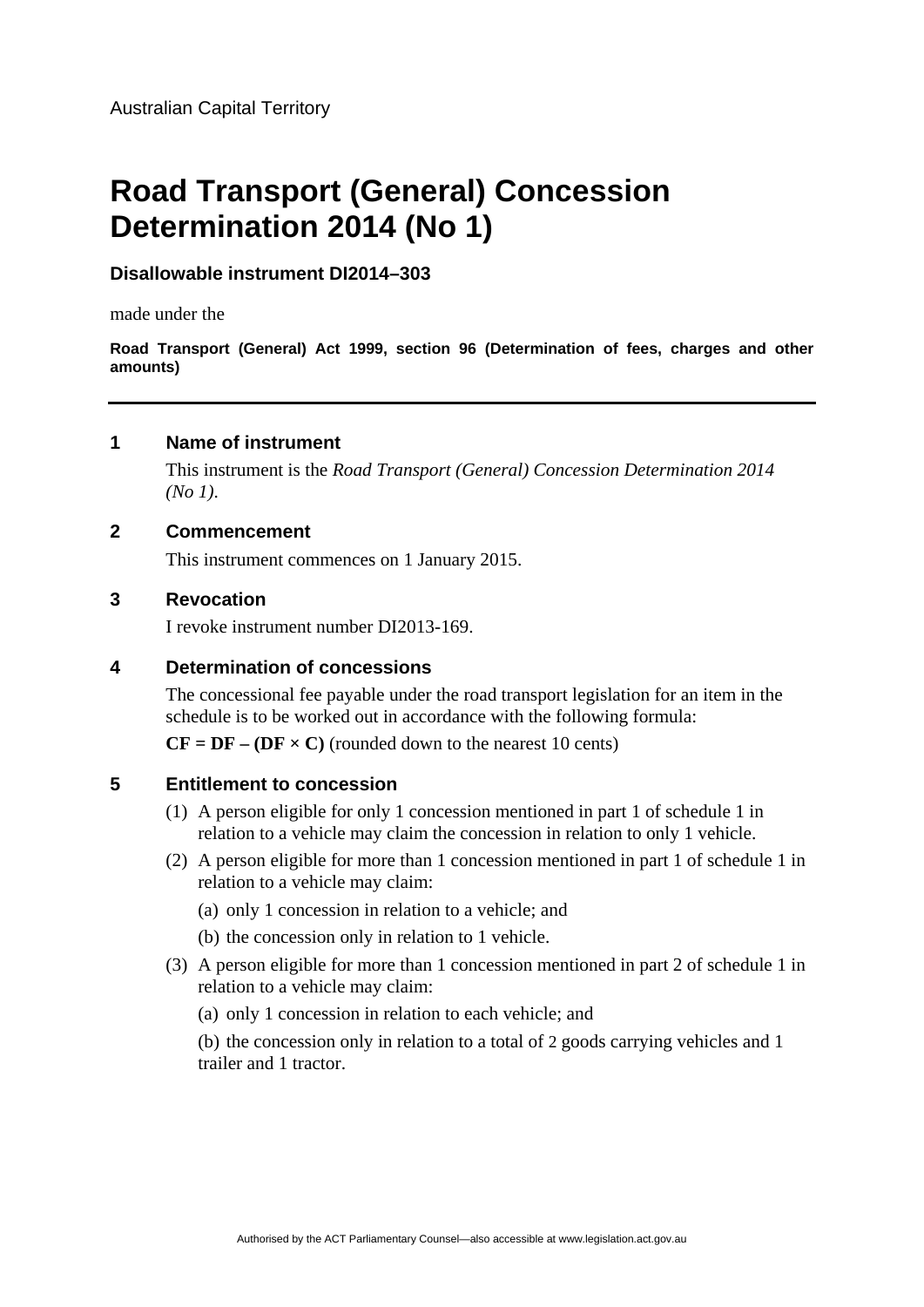Australian Capital Territory

# Road Transport (General) Concession Determination 2014 (No 1)

**Disallowable instrument DI2014–303**

made under the

**Road Transport (General) Act 1999, section 96 (Determination of fees, charges and other amounts)**

---

## 1 Name of instrument

This instrument is the *Road Transport (General) Concession Determination 2014 (No 1)*.

## 2 Commencement

This instrument commences on 1 January 2015.

## 3 Revocation

I revoke instrument number DI2013-169.

## 4 Determination of concessions

The concessional fee payable under the road transport legislation for an item in the schedule is to be worked out in accordance with the following formula:

**CF = DF – (DF × C)** (rounded down to the nearest 10 cents)

## 5 Entitlement to concession

(1) A person eligible for only 1 concession mentioned in part 1 of schedule 1 in relation to a vehicle may claim the concession in relation to only 1 vehicle.

(2) A person eligible for more than 1 concession mentioned in part 1 of schedule 1 in relation to a vehicle may claim:

(a) only 1 concession in relation to a vehicle; and

(b) the concession only in relation to 1 vehicle.

(3) A person eligible for more than 1 concession mentioned in part 2 of schedule 1 in relation to a vehicle may claim:

(a) only 1 concession in relation to each vehicle; and

(b) the concession only in relation to a total of 2 goods carrying vehicles and 1 trailer and 1 tractor.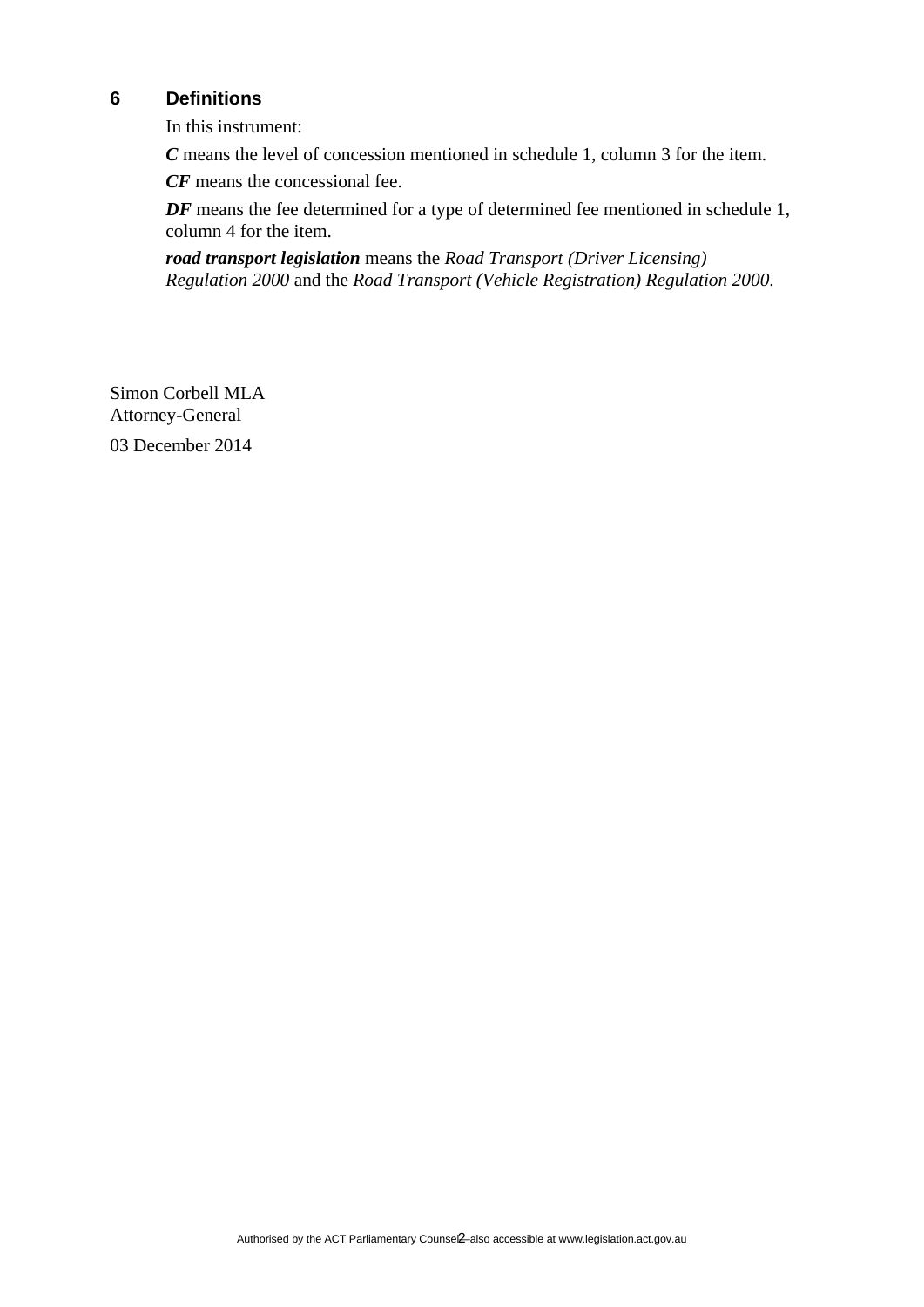## 6 Definitions

In this instrument:

***C*** means the level of concession mentioned in schedule 1, column 3 for the item.

***CF*** means the concessional fee.

***DF*** means the fee determined for a type of determined fee mentioned in schedule 1, column 4 for the item.

***road transport legislation*** means the *Road Transport (Driver Licensing) Regulation 2000* and the *Road Transport (Vehicle Registration) Regulation 2000*.

Simon Corbell MLA
Attorney-General

03 December 2014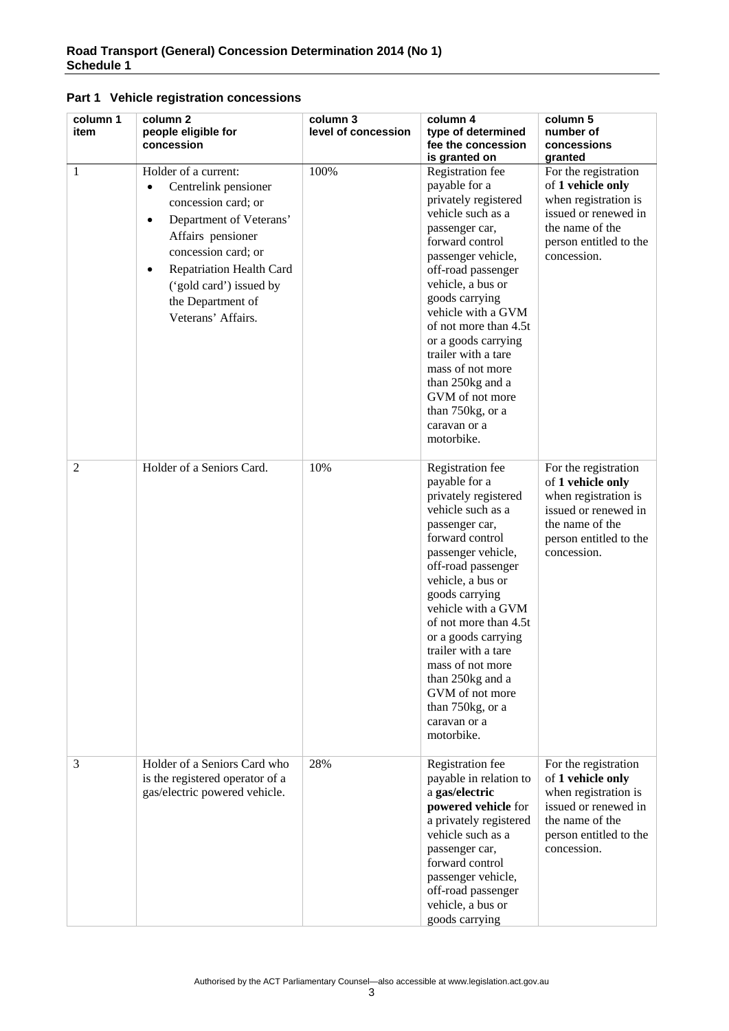## Part 1 Vehicle registration concessions

| column 1 item | column 2 people eligible for concession | column 3 level of concession | column 4 type of determined fee the concession is granted on | column 5 number of concessions granted |
|---|---|---|---|---|
| 1 | Holder of a current: • Centrelink pensioner concession card; or • Department of Veterans' Affairs pensioner concession card; or • Repatriation Health Card ('gold card') issued by the Department of Veterans' Affairs. | 100% | Registration fee payable for a privately registered vehicle such as a passenger car, forward control passenger vehicle, off-road passenger vehicle, a bus or goods carrying vehicle with a GVM of not more than 4.5t or a goods carrying trailer with a tare mass of not more than 250kg and a GVM of not more than 750kg, or a caravan or a motorbike. | For the registration of **1 vehicle only** when registration is issued or renewed in the name of the person entitled to the concession. |
| 2 | Holder of a Seniors Card. | 10% | Registration fee payable for a privately registered vehicle such as a passenger car, forward control passenger vehicle, off-road passenger vehicle, a bus or goods carrying vehicle with a GVM of not more than 4.5t or a goods carrying trailer with a tare mass of not more than 250kg and a GVM of not more than 750kg, or a caravan or a motorbike. | For the registration of **1 vehicle only** when registration is issued or renewed in the name of the person entitled to the concession. |
| 3 | Holder of a Seniors Card who is the registered operator of a gas/electric powered vehicle. | 28% | Registration fee payable in relation to a **gas/electric powered vehicle** for a privately registered vehicle such as a passenger car, forward control passenger vehicle, off-road passenger vehicle, a bus or goods carrying | For the registration of **1 vehicle only** when registration is issued or renewed in the name of the person entitled to the concession. |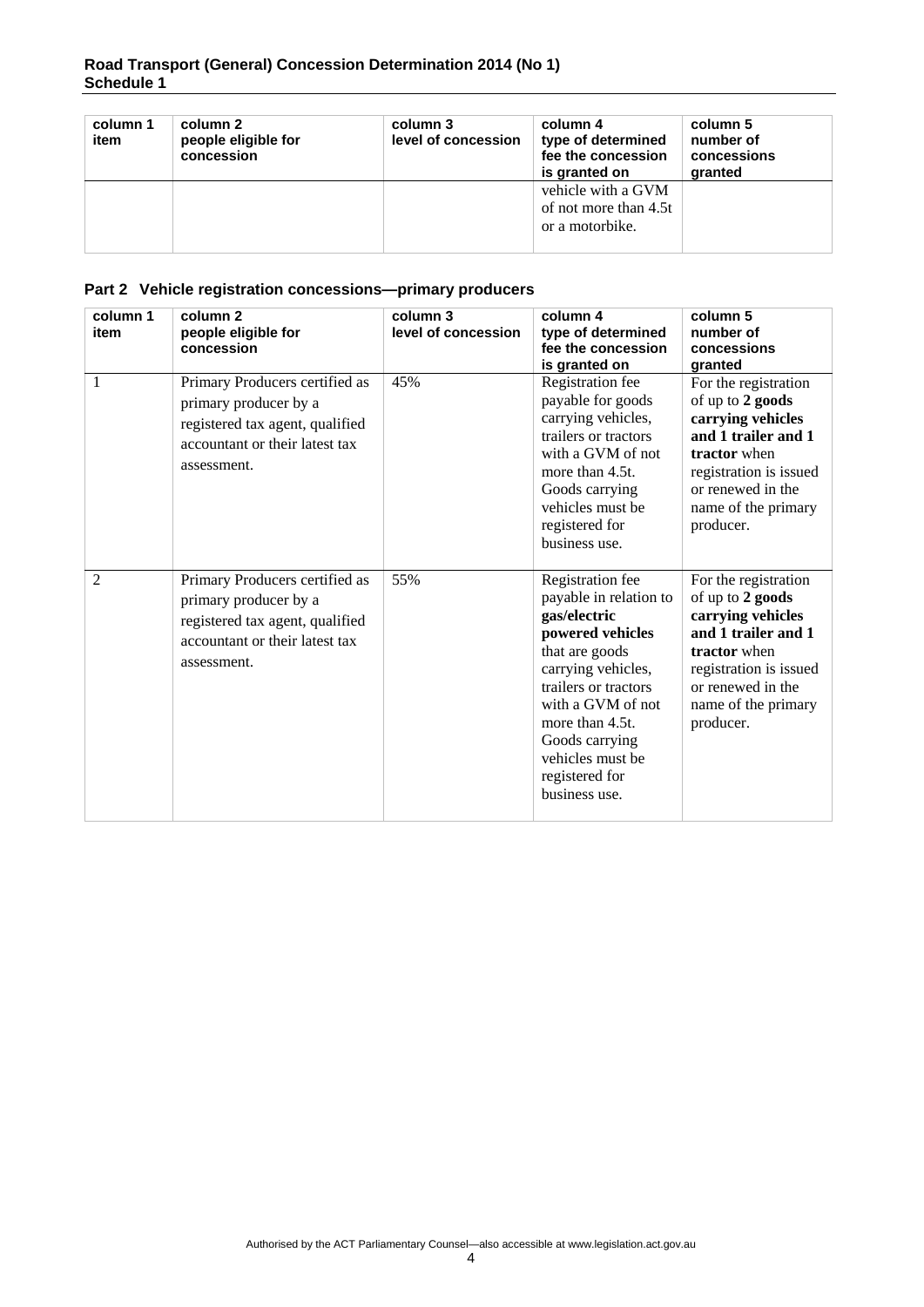| column 1 item | column 2 people eligible for concession | column 3 level of concession | column 4 type of determined fee the concession is granted on | column 5 number of concessions granted |
|---|---|---|---|---|
| | | | vehicle with a GVM of not more than 4.5t or a motorbike. | |

## Part 2 Vehicle registration concessions—primary producers

| column 1 item | column 2 people eligible for concession | column 3 level of concession | column 4 type of determined fee the concession is granted on | column 5 number of concessions granted |
|---|---|---|---|---|
| 1 | Primary Producers certified as primary producer by a registered tax agent, qualified accountant or their latest tax assessment. | 45% | Registration fee payable for goods carrying vehicles, trailers or tractors with a GVM of not more than 4.5t. Goods carrying vehicles must be registered for business use. | For the registration of up to **2 goods carrying vehicles and 1 trailer and 1 tractor** when registration is issued or renewed in the name of the primary producer. |
| 2 | Primary Producers certified as primary producer by a registered tax agent, qualified accountant or their latest tax assessment. | 55% | Registration fee payable in relation to **gas/electric powered vehicles** that are goods carrying vehicles, trailers or tractors with a GVM of not more than 4.5t. Goods carrying vehicles must be registered for business use. | For the registration of up to **2 goods carrying vehicles and 1 trailer and 1 tractor** when registration is issued or renewed in the name of the primary producer. |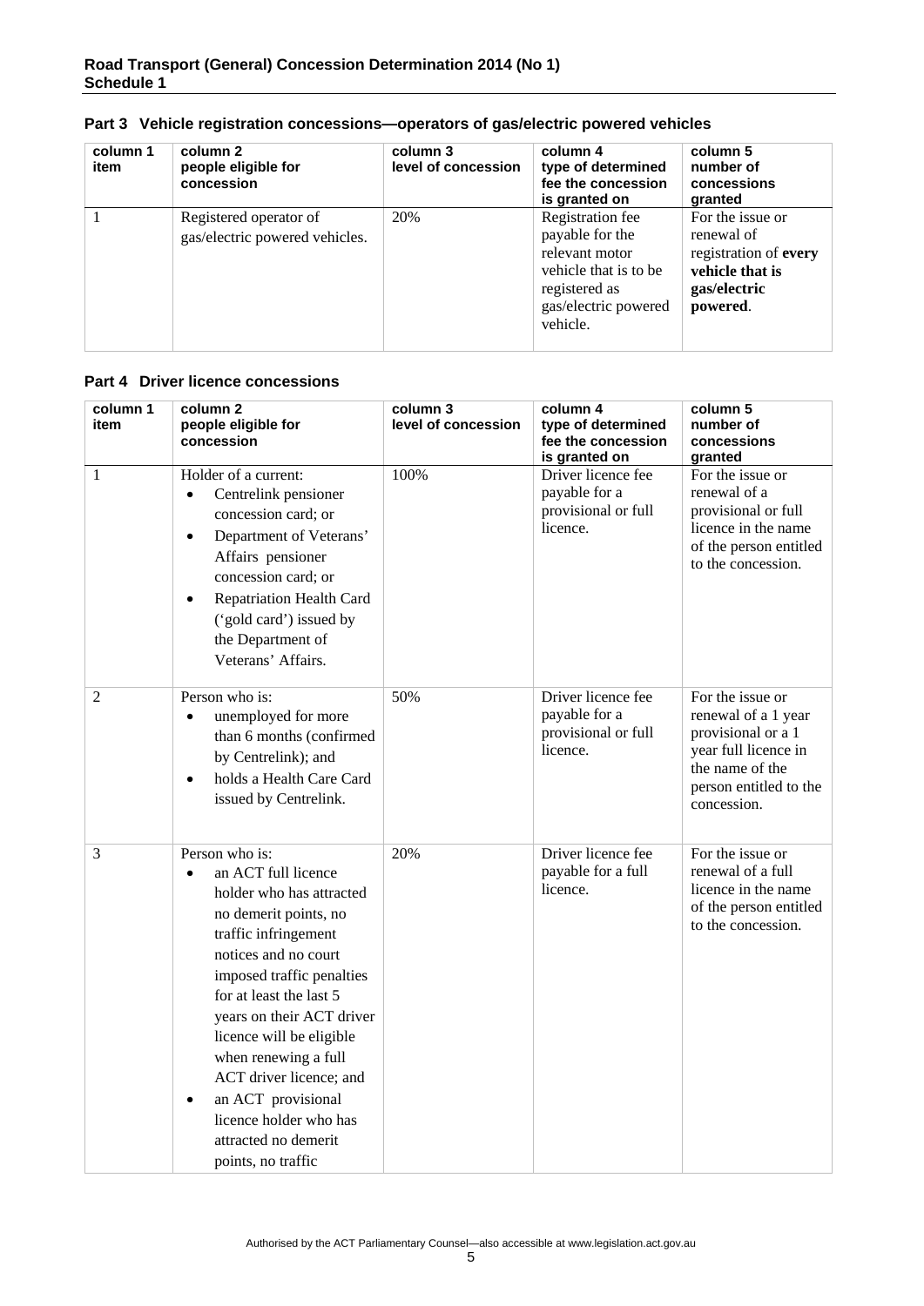## Part 3 Vehicle registration concessions—operators of gas/electric powered vehicles

| column 1 item | column 2 people eligible for concession | column 3 level of concession | column 4 type of determined fee the concession is granted on | column 5 number of concessions granted |
|---|---|---|---|---|
| 1 | Registered operator of gas/electric powered vehicles. | 20% | Registration fee payable for the relevant motor vehicle that is to be registered as gas/electric powered vehicle. | For the issue or renewal of registration of **every vehicle that is gas/electric powered**. |

## Part 4 Driver licence concessions

| column 1 item | column 2 people eligible for concession | column 3 level of concession | column 4 type of determined fee the concession is granted on | column 5 number of concessions granted |
|---|---|---|---|---|
| 1 | Holder of a current:<br>• Centrelink pensioner concession card; or<br>• Department of Veterans' Affairs pensioner concession card; or<br>• Repatriation Health Card ('gold card') issued by the Department of Veterans' Affairs. | 100% | Driver licence fee payable for a provisional or full licence. | For the issue or renewal of a provisional or full licence in the name of the person entitled to the concession. |
| 2 | Person who is:<br>• unemployed for more than 6 months (confirmed by Centrelink); and<br>• holds a Health Care Card issued by Centrelink. | 50% | Driver licence fee payable for a provisional or full licence. | For the issue or renewal of a 1 year provisional or a 1 year full licence in the name of the person entitled to the concession. |
| 3 | Person who is:<br>• an ACT full licence holder who has attracted no demerit points, no traffic infringement notices and no court imposed traffic penalties for at least the last 5 years on their ACT driver licence will be eligible when renewing a full ACT driver licence; and<br>• an ACT provisional licence holder who has attracted no demerit points, no traffic | 20% | Driver licence fee payable for a full licence. | For the issue or renewal of a full licence in the name of the person entitled to the concession. |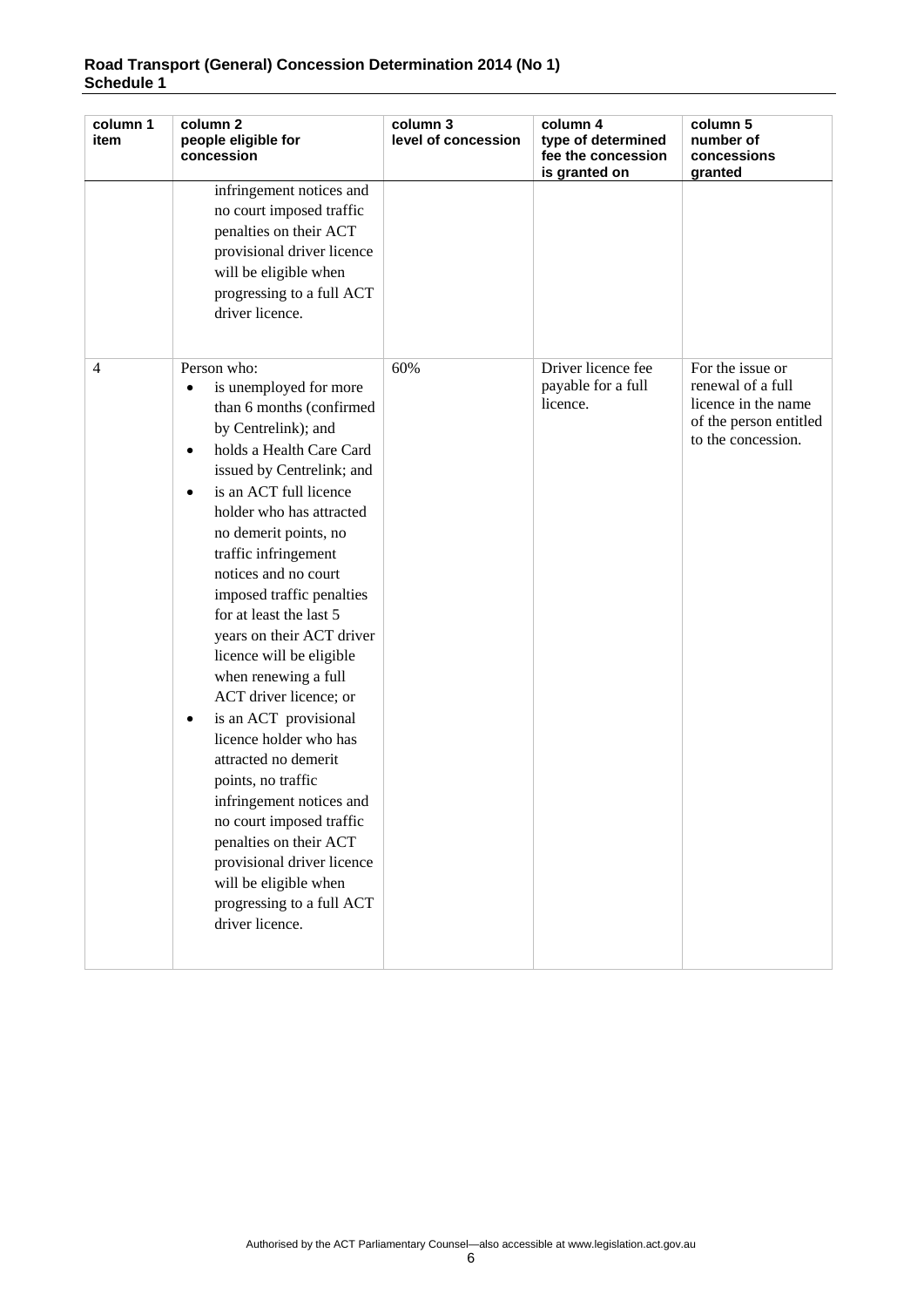| column 1 item | column 2 people eligible for concession | column 3 level of concession | column 4 type of determined fee the concession is granted on | column 5 number of concessions granted |
|---|---|---|---|---|
| | infringement notices and no court imposed traffic penalties on their ACT provisional driver licence will be eligible when progressing to a full ACT driver licence. | | | |
| 4 | Person who:<br>• is unemployed for more than 6 months (confirmed by Centrelink); and<br>• holds a Health Care Card issued by Centrelink; and<br>• is an ACT full licence holder who has attracted no demerit points, no traffic infringement notices and no court imposed traffic penalties for at least the last 5 years on their ACT driver licence will be eligible when renewing a full ACT driver licence; or<br>• is an ACT provisional licence holder who has attracted no demerit points, no traffic infringement notices and no court imposed traffic penalties on their ACT provisional driver licence will be eligible when progressing to a full ACT driver licence. | 60% | Driver licence fee payable for a full licence. | For the issue or renewal of a full licence in the name of the person entitled to the concession. |